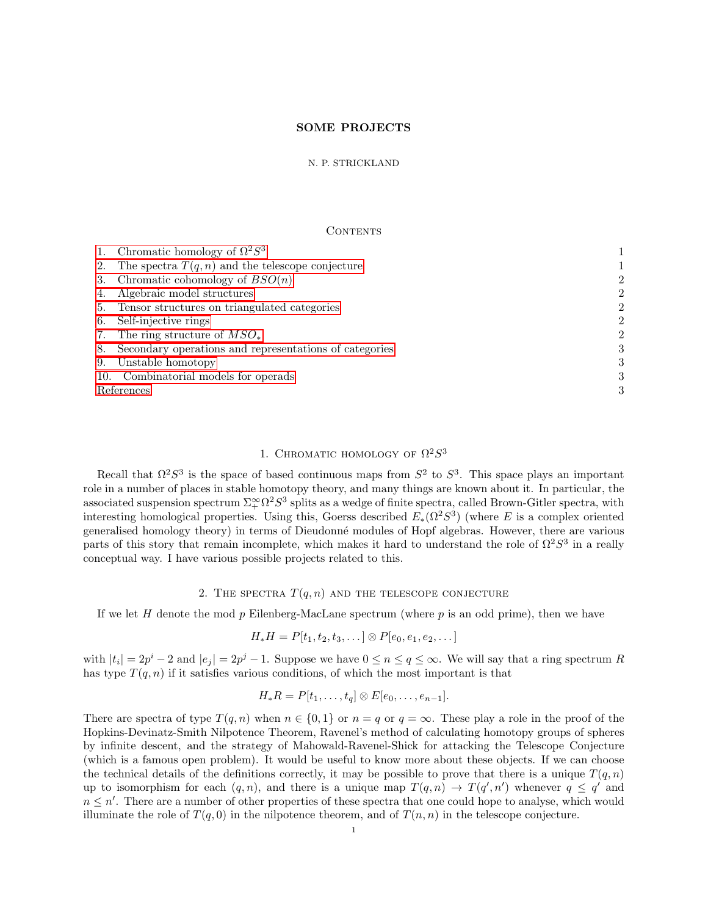# SOME PROJECTS

N. P. STRICKLAND

## Contents

1. Chromatic homology of $\Omega^2 S^3$ — 1
2. The spectra $T(q,n)$ and the telescope conjecture — 1
3. Chromatic cohomology of $BSO(n)$ — 2
4. Algebraic model structures — 2
5. Tensor structures on triangulated categories — 2
6. Self-injective rings — 2
7. The ring structure of $MSO_*$ — 2
8. Secondary operations and representations of categories — 3
9. Unstable homotopy — 3
10. Combinatorial models for operads — 3

References — 3

## 1. Chromatic homology of $\Omega^2 S^3$

Recall that $\Omega^2 S^3$ is the space of based continuous maps from $S^2$ to $S^3$. This space plays an important role in a number of places in stable homotopy theory, and many things are known about it. In particular, the associated suspension spectrum $\Sigma^\infty_+ \Omega^2 S^3$ splits as a wedge of finite spectra, called Brown-Gitler spectra, with interesting homological properties. Using this, Goerss described $E_*(\Omega^2 S^3)$ (where $E$ is a complex oriented generalised homology theory) in terms of Dieudonné modules of Hopf algebras. However, there are various parts of this story that remain incomplete, which makes it hard to understand the role of $\Omega^2 S^3$ in a really conceptual way. I have various possible projects related to this.

## 2. The spectra $T(q,n)$ and the telescope conjecture

If we let $H$ denote the mod $p$ Eilenberg-MacLane spectrum (where $p$ is an odd prime), then we have

$$H_*H = P[t_1, t_2, t_3, \dots] \otimes P[e_0, e_1, e_2, \dots]$$

with $|t_i| = 2p^i - 2$ and $|e_j| = 2p^j - 1$. Suppose we have $0 \leq n \leq q \leq \infty$. We will say that a ring spectrum $R$ has type $T(q,n)$ if it satisfies various conditions, of which the most important is that

$$H_*R = P[t_1, \dots, t_q] \otimes E[e_0, \dots, e_{n-1}].$$

There are spectra of type $T(q,n)$ when $n \in \{0,1\}$ or $n = q$ or $q = \infty$. These play a role in the proof of the Hopkins-Devinatz-Smith Nilpotence Theorem, Ravenel's method of calculating homotopy groups of spheres by infinite descent, and the strategy of Mahowald-Ravenel-Shick for attacking the Telescope Conjecture (which is a famous open problem). It would be useful to know more about these objects. If we can choose the technical details of the definitions correctly, it may be possible to prove that there is a unique $T(q,n)$ up to isomorphism for each $(q,n)$, and there is a unique map $T(q,n) \to T(q',n')$ whenever $q \leq q'$ and $n \leq n'$. There are a number of other properties of these spectra that one could hope to analyse, which would illuminate the role of $T(q,0)$ in the nilpotence theorem, and of $T(n,n)$ in the telescope conjecture.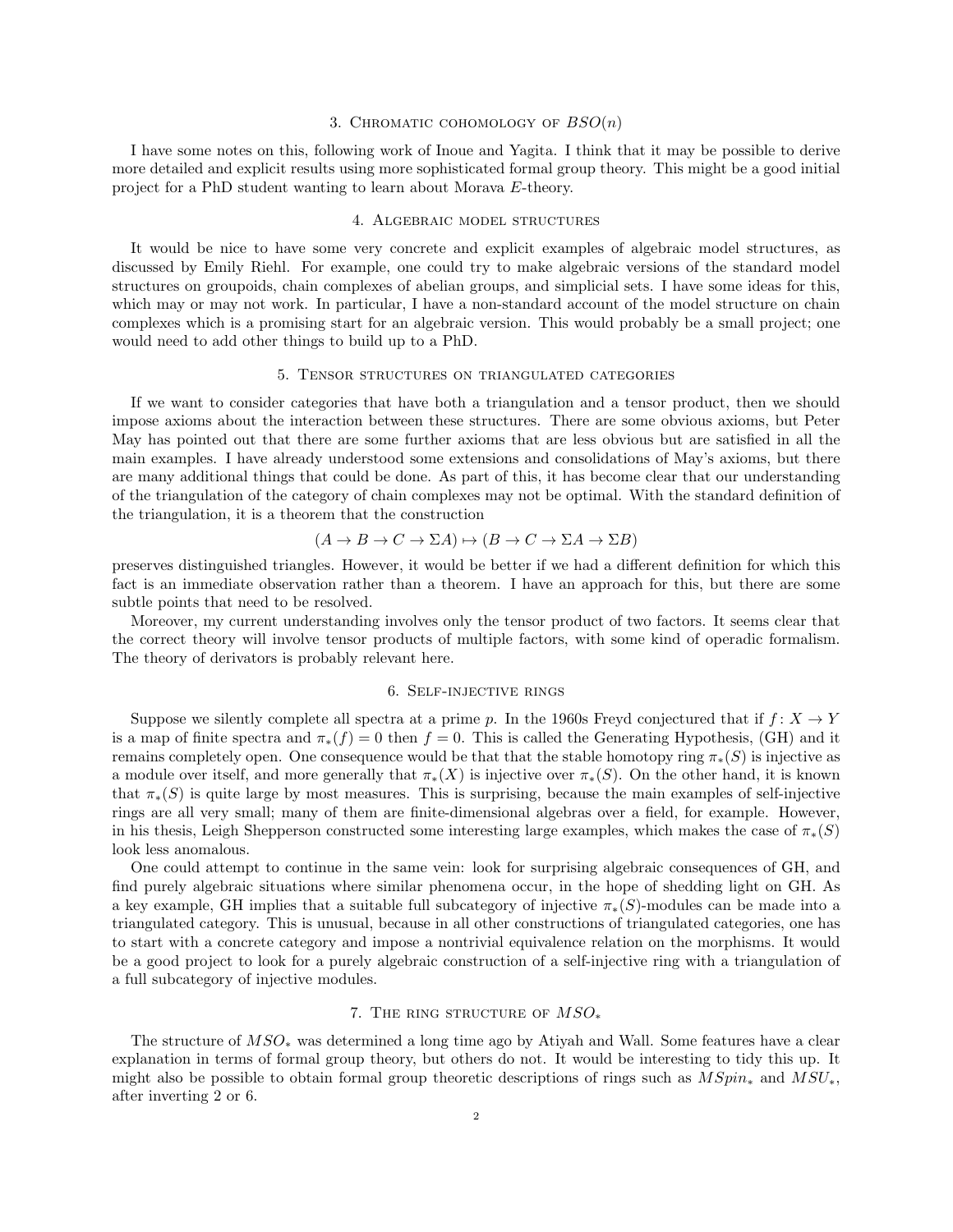## 3. Chromatic cohomology of $BSO(n)$

I have some notes on this, following work of Inoue and Yagita. I think that it may be possible to derive more detailed and explicit results using more sophisticated formal group theory. This might be a good initial project for a PhD student wanting to learn about Morava $E$-theory.

## 4. Algebraic model structures

It would be nice to have some very concrete and explicit examples of algebraic model structures, as discussed by Emily Riehl. For example, one could try to make algebraic versions of the standard model structures on groupoids, chain complexes of abelian groups, and simplicial sets. I have some ideas for this, which may or may not work. In particular, I have a non-standard account of the model structure on chain complexes which is a promising start for an algebraic version. This would probably be a small project; one would need to add other things to build up to a PhD.

## 5. Tensor structures on triangulated categories

If we want to consider categories that have both a triangulation and a tensor product, then we should impose axioms about the interaction between these structures. There are some obvious axioms, but Peter May has pointed out that there are some further axioms that are less obvious but are satisfied in all the main examples. I have already understood some extensions and consolidations of May's axioms, but there are many additional things that could be done. As part of this, it has become clear that our understanding of the triangulation of the category of chain complexes may not be optimal. With the standard definition of the triangulation, it is a theorem that the construction

$$(A \to B \to C \to \Sigma A) \mapsto (B \to C \to \Sigma A \to \Sigma B)$$

preserves distinguished triangles. However, it would be better if we had a different definition for which this fact is an immediate observation rather than a theorem. I have an approach for this, but there are some subtle points that need to be resolved.

Moreover, my current understanding involves only the tensor product of two factors. It seems clear that the correct theory will involve tensor products of multiple factors, with some kind of operadic formalism. The theory of derivators is probably relevant here.

## 6. Self-injective rings

Suppose we silently complete all spectra at a prime $p$. In the 1960s Freyd conjectured that if $f\colon X \to Y$ is a map of finite spectra and $\pi_*(f) = 0$ then $f = 0$. This is called the Generating Hypothesis, (GH) and it remains completely open. One consequence would be that that the stable homotopy ring $\pi_*(S)$ is injective as a module over itself, and more generally that $\pi_*(X)$ is injective over $\pi_*(S)$. On the other hand, it is known that $\pi_*(S)$ is quite large by most measures. This is surprising, because the main examples of self-injective rings are all very small; many of them are finite-dimensional algebras over a field, for example. However, in his thesis, Leigh Shepperson constructed some interesting large examples, which makes the case of $\pi_*(S)$ look less anomalous.

One could attempt to continue in the same vein: look for surprising algebraic consequences of GH, and find purely algebraic situations where similar phenomena occur, in the hope of shedding light on GH. As a key example, GH implies that a suitable full subcategory of injective $\pi_*(S)$-modules can be made into a triangulated category. This is unusual, because in all other constructions of triangulated categories, one has to start with a concrete category and impose a nontrivial equivalence relation on the morphisms. It would be a good project to look for a purely algebraic construction of a self-injective ring with a triangulation of a full subcategory of injective modules.

## 7. The ring structure of $MSO_*$

The structure of $MSO_*$ was determined a long time ago by Atiyah and Wall. Some features have a clear explanation in terms of formal group theory, but others do not. It would be interesting to tidy this up. It might also be possible to obtain formal group theoretic descriptions of rings such as $MSpin_*$ and $MSU_*$, after inverting 2 or 6.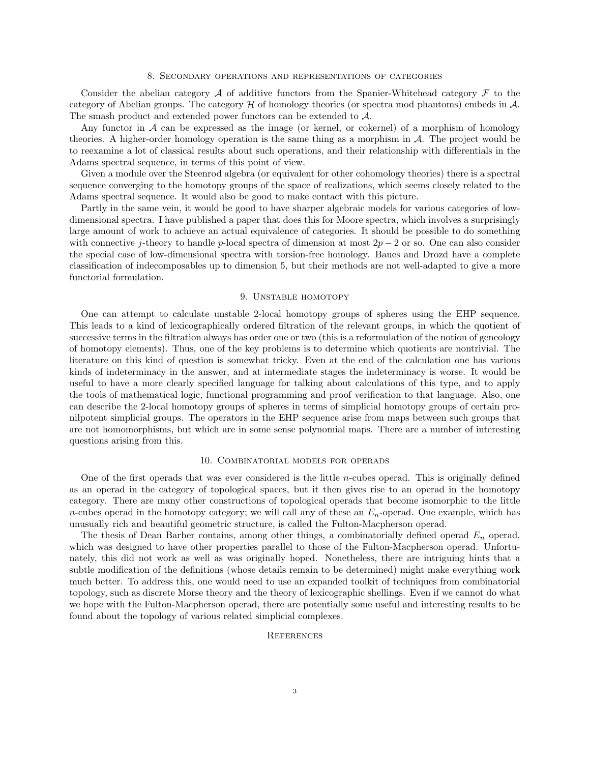## 8. Secondary operations and representations of categories

Consider the abelian category $\mathcal{A}$ of additive functors from the Spanier-Whitehead category $\mathcal{F}$ to the category of Abelian groups. The category $\mathcal{H}$ of homology theories (or spectra mod phantoms) embeds in $\mathcal{A}$. The smash product and extended power functors can be extended to $\mathcal{A}$.

Any functor in $\mathcal{A}$ can be expressed as the image (or kernel, or cokernel) of a morphism of homology theories. A higher-order homology operation is the same thing as a morphism in $\mathcal{A}$. The project would be to reexamine a lot of classical results about such operations, and their relationship with differentials in the Adams spectral sequence, in terms of this point of view.

Given a module over the Steenrod algebra (or equivalent for other cohomology theories) there is a spectral sequence converging to the homotopy groups of the space of realizations, which seems closely related to the Adams spectral sequence. It would also be good to make contact with this picture.

Partly in the same vein, it would be good to have sharper algebraic models for various categories of low-dimensional spectra. I have published a paper that does this for Moore spectra, which involves a surprisingly large amount of work to achieve an actual equivalence of categories. It should be possible to do something with connective $j$-theory to handle $p$-local spectra of dimension at most $2p-2$ or so. One can also consider the special case of low-dimensional spectra with torsion-free homology. Baues and Drozd have a complete classification of indecomposables up to dimension 5, but their methods are not well-adapted to give a more functorial formulation.

## 9. Unstable homotopy

One can attempt to calculate unstable 2-local homotopy groups of spheres using the EHP sequence. This leads to a kind of lexicographically ordered filtration of the relevant groups, in which the quotient of successive terms in the filtration always has order one or two (this is a reformulation of the notion of geneology of homotopy elements). Thus, one of the key problems is to determine which quotients are nontrivial. The literature on this kind of question is somewhat tricky. Even at the end of the calculation one has various kinds of indeterminacy in the answer, and at intermediate stages the indeterminacy is worse. It would be useful to have a more clearly specified language for talking about calculations of this type, and to apply the tools of mathematical logic, functional programming and proof verification to that language. Also, one can describe the 2-local homotopy groups of spheres in terms of simplicial homotopy groups of certain pro-nilpotent simplicial groups. The operators in the EHP sequence arise from maps between such groups that are not homomorphisms, but which are in some sense polynomial maps. There are a number of interesting questions arising from this.

## 10. Combinatorial models for operads

One of the first operads that was ever considered is the little $n$-cubes operad. This is originally defined as an operad in the category of topological spaces, but it then gives rise to an operad in the homotopy category. There are many other constructions of topological operads that become isomorphic to the little $n$-cubes operad in the homotopy category; we will call any of these an $E_n$-operad. One example, which has unusually rich and beautiful geometric structure, is called the Fulton-Macpherson operad.

The thesis of Dean Barber contains, among other things, a combinatorially defined operad $E_n$ operad, which was designed to have other properties parallel to those of the Fulton-Macpherson operad. Unfortunately, this did not work as well as was originally hoped. Nonetheless, there are intriguing hints that a subtle modification of the definitions (whose details remain to be determined) might make everything work much better. To address this, one would need to use an expanded toolkit of techniques from combinatorial topology, such as discrete Morse theory and the theory of lexicographic shellings. Even if we cannot do what we hope with the Fulton-Macpherson operad, there are potentially some useful and interesting results to be found about the topology of various related simplicial complexes.

## References